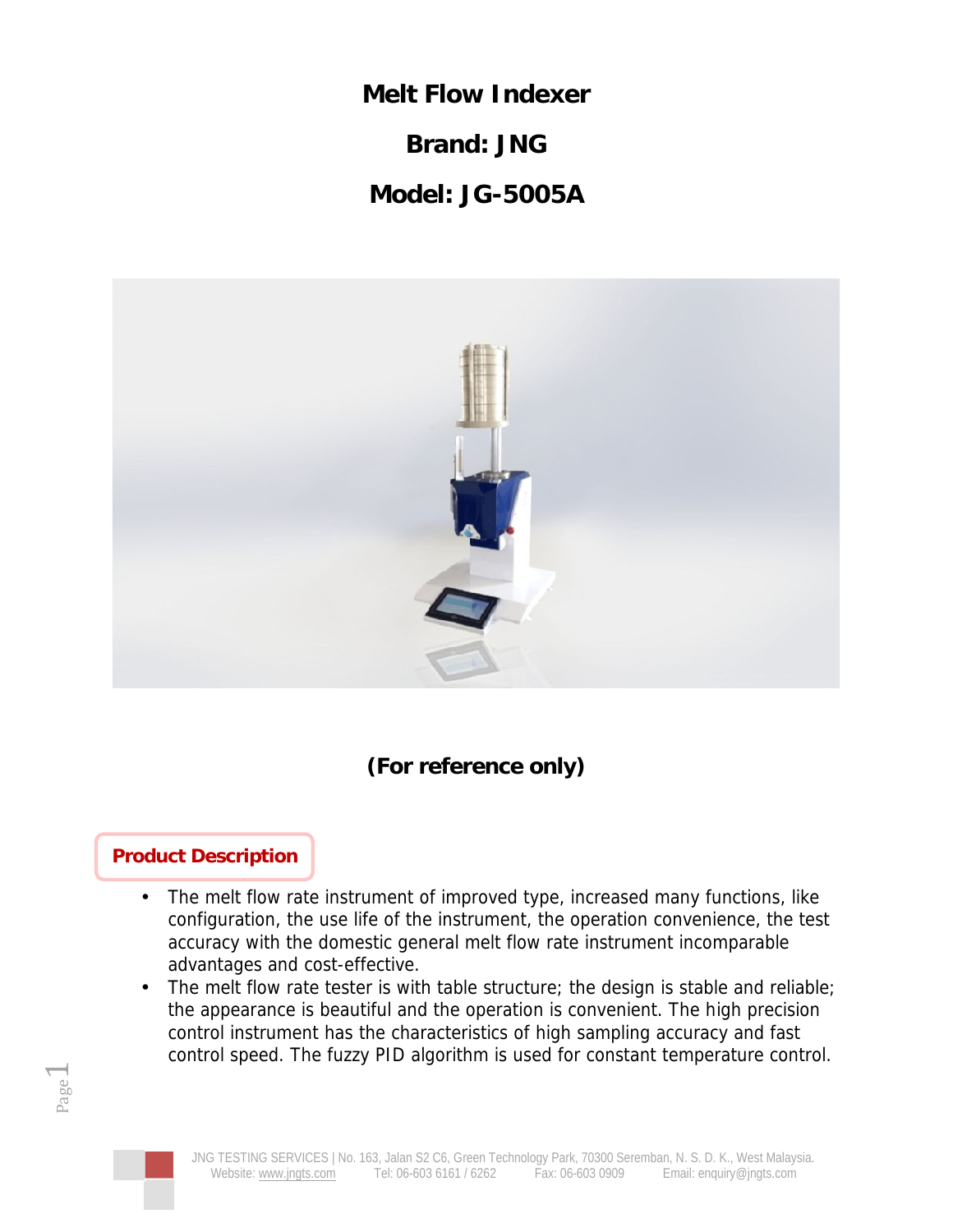# Melt Flow Indexer

## Brand: JNG

## Model: JG-5005A

**(For reference only)**

## Product Description

- The melt flow rate instrument of improved type, increased many functions, like configuration, the use life of the instrument, the operation convenience, the test accuracy with the domestic general melt flow rate instrument incomparable advantages and cost-effective.
- The melt flow rate tester is with table structure; the design is stable and reliable; the appearance is beautiful and the operation is convenient. The high precision control instrument has the characteristics of high sampling accuracy and fast control speed. The fuzzy PID algorithm is used for constant temperature control.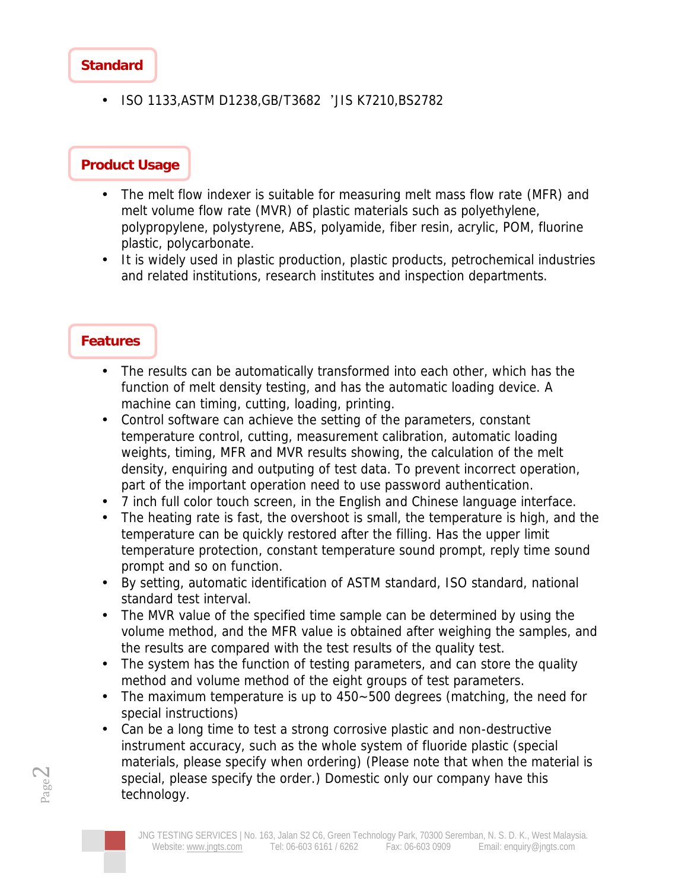## Standard

- ISO 1133,ASTM D1238,GB/T3682 ’JIS K7210,BS2782

## Product Usage

- The melt flow indexer is suitable for measuring melt mass flow rate (MFR) and melt volume flow rate (MVR) of plastic materials such as polyethylene, polypropylene, polystyrene, ABS, polyamide, fiber resin, acrylic, POM, fluorine plastic, polycarbonate.
- It is widely used in plastic production, plastic products, petrochemical industries and related institutions, research institutes and inspection departments.

## Features

- The results can be automatically transformed into each other, which has the function of melt density testing, and has the automatic loading device. A machine can timing, cutting, loading, printing.
- Control software can achieve the setting of the parameters, constant temperature control, cutting, measurement calibration, automatic loading weights, timing, MFR and MVR results showing, the calculation of the melt density, enquiring and outputing of test data. To prevent incorrect operation, part of the important operation need to use password authentication.
- 7 inch full color touch screen, in the English and Chinese language interface.
- The heating rate is fast, the overshoot is small, the temperature is high, and the temperature can be quickly restored after the filling. Has the upper limit temperature protection, constant temperature sound prompt, reply time sound prompt and so on function.
- By setting, automatic identification of ASTM standard, ISO standard, national standard test interval.
- The MVR value of the specified time sample can be determined by using the volume method, and the MFR value is obtained after weighing the samples, and the results are compared with the test results of the quality test.
- The system has the function of testing parameters, and can store the quality method and volume method of the eight groups of test parameters.
- The maximum temperature is up to 450~500 degrees (matching, the need for special instructions)
- Can be a long time to test a strong corrosive plastic and non-destructive instrument accuracy, such as the whole system of fluoride plastic (special materials, please specify when ordering) (Please note that when the material is special, please specify the order.) Domestic only our company have this technology.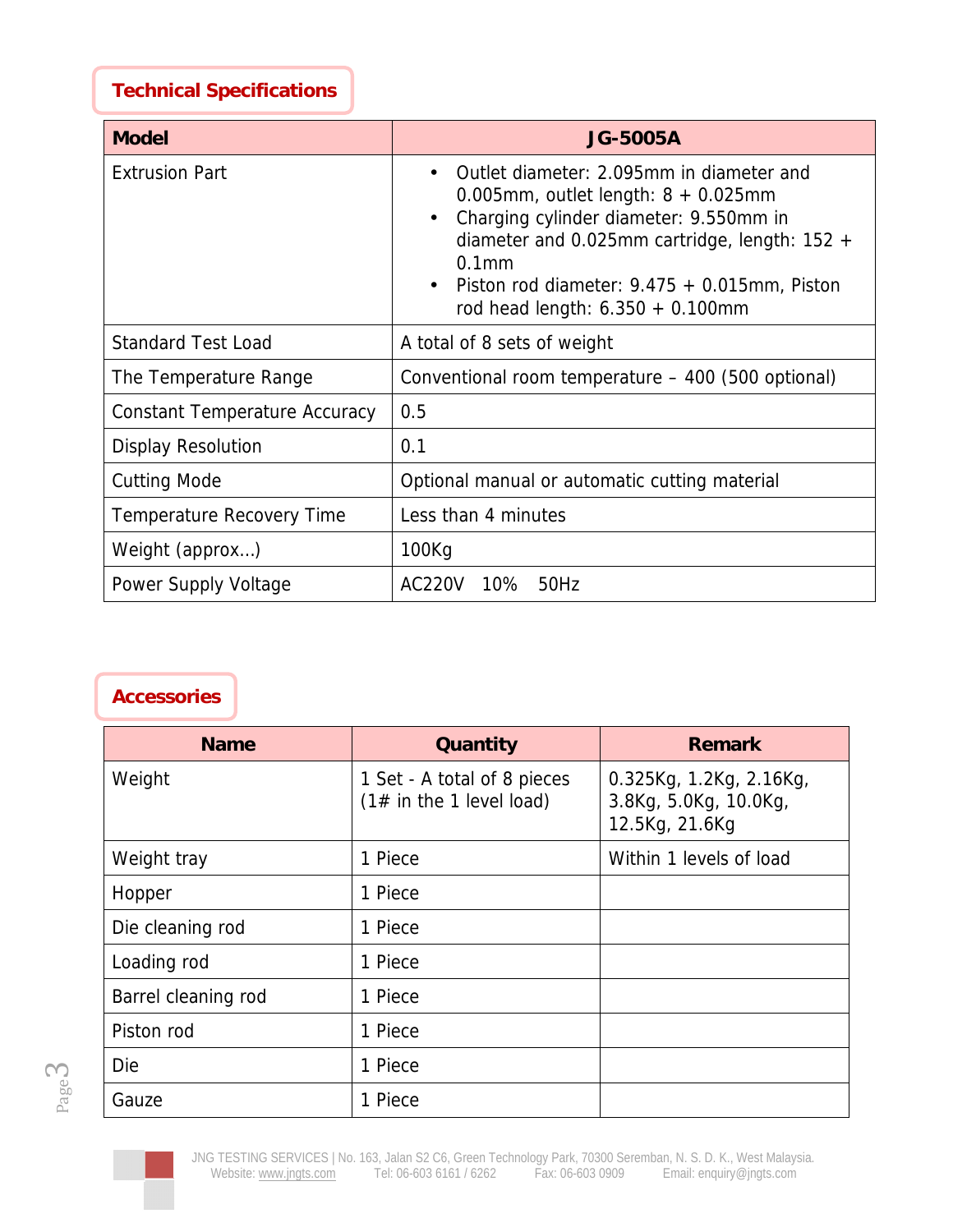## Technical Specifications

| Model | JG-5005A |
|---|---|
| Extrusion Part | • Outlet diameter: 2.095mm in diameter and 0.005mm, outlet length: 8 + 0.025mm<br>• Charging cylinder diameter: 9.550mm in diameter and 0.025mm cartridge, length: 152 + 0.1mm<br>• Piston rod diameter: 9.475 + 0.015mm, Piston rod head length: 6.350 + 0.100mm |
| Standard Test Load | A total of 8 sets of weight |
| The Temperature Range | Conventional room temperature – 400 (500 optional) |
| Constant Temperature Accuracy | 0.5 |
| Display Resolution | 0.1 |
| Cutting Mode | Optional manual or automatic cutting material |
| Temperature Recovery Time | Less than 4 minutes |
| Weight (approx...) | 100Kg |
| Power Supply Voltage | AC220V 10% 50Hz |

## Accessories

| Name | Quantity | Remark |
|---|---|---|
| Weight | 1 Set - A total of 8 pieces (1# in the 1 level load) | 0.325Kg, 1.2Kg, 2.16Kg, 3.8Kg, 5.0Kg, 10.0Kg, 12.5Kg, 21.6Kg |
| Weight tray | 1 Piece | Within 1 levels of load |
| Hopper | 1 Piece | |
| Die cleaning rod | 1 Piece | |
| Loading rod | 1 Piece | |
| Barrel cleaning rod | 1 Piece | |
| Piston rod | 1 Piece | |
| Die | 1 Piece | |
| Gauze | 1 Piece | |

JNG TESTING SERVICES | No. 163, Jalan S2 C6, Green Technology Park, 70300 Seremban, N. S. D. K., West Malaysia.
Website: www.jngts.com Tel: 06-603 6161 / 6262 Fax: 06-603 0909 Email: enquiry@jngts.com